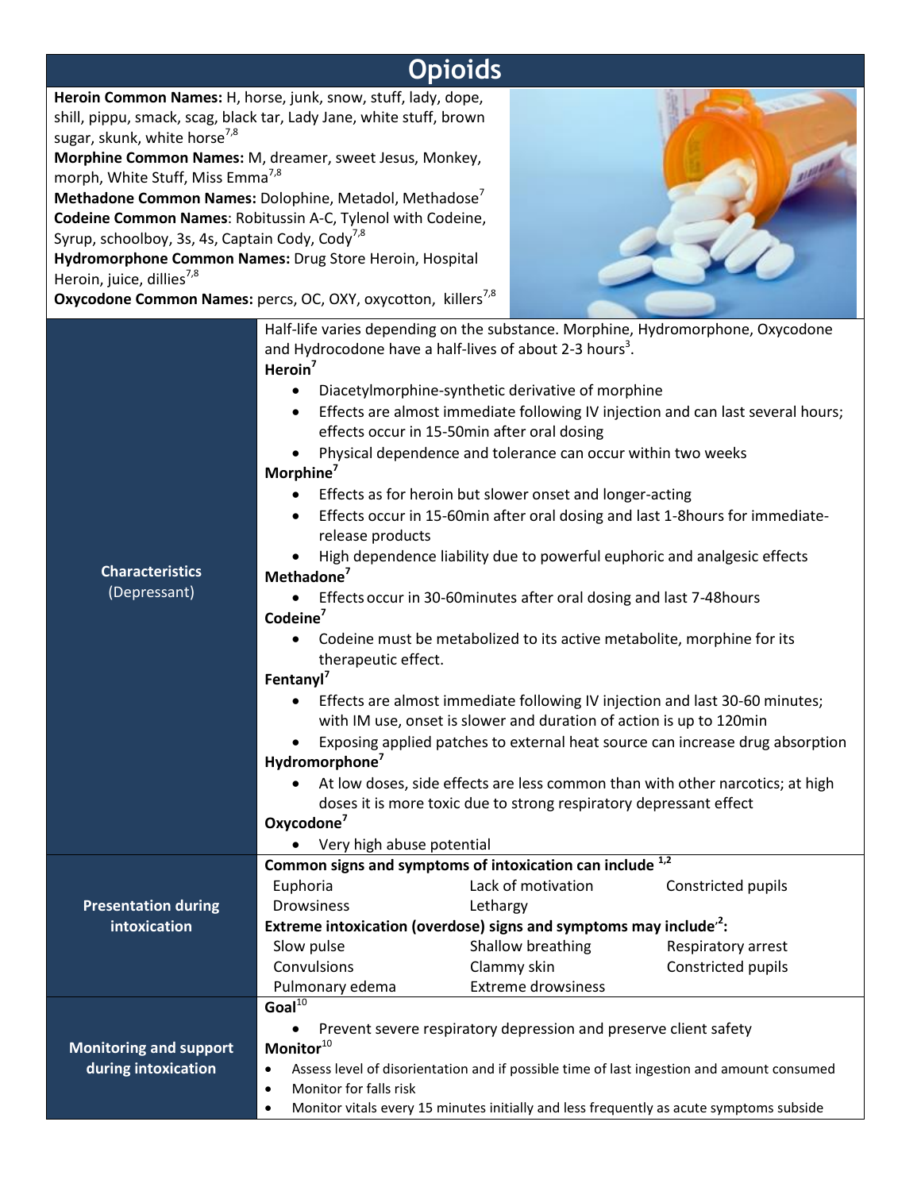# Opioids

**Heroin Common Names:** H, horse, junk, snow, stuff, lady, dope, shill, pippu, smack, scag, black tar, Lady Jane, white stuff, brown sugar, skunk, white horse[7,8]

**Morphine Common Names:** M, dreamer, sweet Jesus, Monkey, morph, White Stuff, Miss Emma[7,8]

**Methadone Common Names:** Dolophine, Metadol, Methadose[7]

**Codeine Common Names**: Robitussin A-C, Tylenol with Codeine, Syrup, schoolboy, 3s, 4s, Captain Cody, Cody[7,8]

**Hydromorphone Common Names:** Drug Store Heroin, Hospital Heroin, juice, dillies[7,8]

**Oxycodone Common Names:** percs, OC, OXY, oxycotton, killers[7,8]

| | |
|---|---|
| **Characteristics** (Depressant) | Half-life varies depending on the substance. Morphine, Hydromorphone, Oxycodone and Hydrocodone have a half-lives of about 2-3 hours[3].<br>**Heroin[7]**<br>• Diacetylmorphine-synthetic derivative of morphine<br>• Effects are almost immediate following IV injection and can last several hours; effects occur in 15-50min after oral dosing<br>• Physical dependence and tolerance can occur within two weeks<br>**Morphine[7]**<br>• Effects as for heroin but slower onset and longer-acting<br>• Effects occur in 15-60min after oral dosing and last 1-8hours for immediate-release products<br>• High dependence liability due to powerful euphoric and analgesic effects<br>**Methadone[7]**<br>• Effects occur in 30-60minutes after oral dosing and last 7-48hours<br>**Codeine[7]**<br>• Codeine must be metabolized to its active metabolite, morphine for its therapeutic effect.<br>**Fentanyl[7]**<br>• Effects are almost immediate following IV injection and last 30-60 minutes; with IM use, onset is slower and duration of action is up to 120min<br>• Exposing applied patches to external heat source can increase drug absorption<br>**Hydromorphone[7]**<br>• At low doses, side effects are less common than with other narcotics; at high doses it is more toxic due to strong respiratory depressant effect<br>**Oxycodone[7]**<br>• Very high abuse potential |
| **Presentation during intoxication** | **Common signs and symptoms of intoxication can include [1,2]**<br>Euphoria; Lack of motivation; Constricted pupils; Drowsiness; Lethargy<br>**Extreme intoxication (overdose) signs and symptoms may include[2]:**<br>Slow pulse; Shallow breathing; Respiratory arrest; Convulsions; Clammy skin; Constricted pupils; Pulmonary edema; Extreme drowsiness |
| **Monitoring and support during intoxication** | **Goal[10]**<br>• Prevent severe respiratory depression and preserve client safety<br>**Monitor[10]**<br>• Assess level of disorientation and if possible time of last ingestion and amount consumed<br>• Monitor for falls risk<br>• Monitor vitals every 15 minutes initially and less frequently as acute symptoms subside |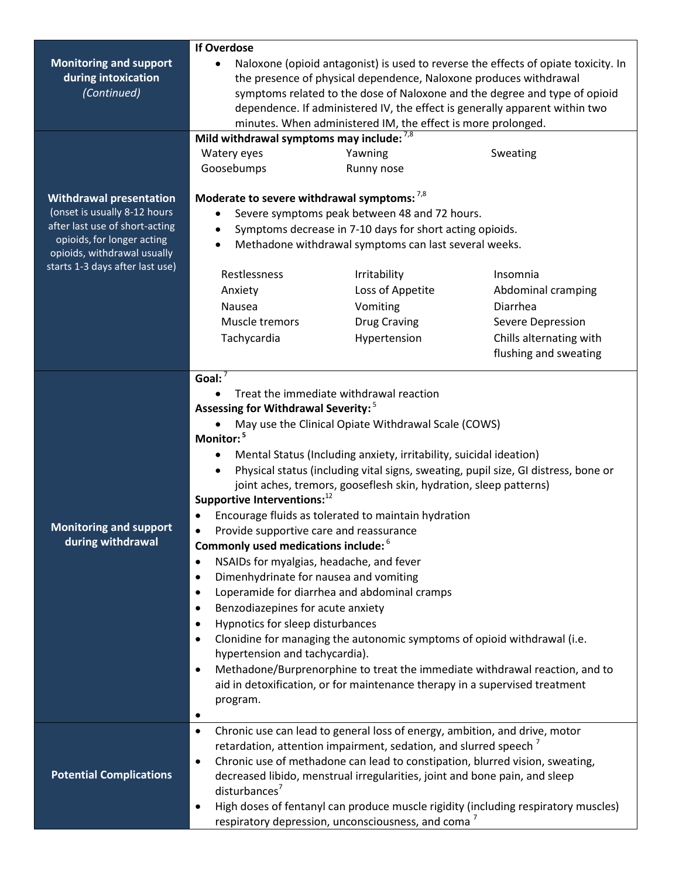| | |
|---|---|
| **Monitoring and support during intoxication** *(Continued)* | **If Overdose**<br>• Naloxone (opioid antagonist) is used to reverse the effects of opiate toxicity. In the presence of physical dependence, Naloxone produces withdrawal symptoms related to the dose of Naloxone and the degree and type of opioid dependence. If administered IV, the effect is generally apparent within two minutes. When administered IM, the effect is more prolonged. |
| **Withdrawal presentation** (onset is usually 8-12 hours after last use of short-acting opioids, for longer acting opioids, withdrawal usually starts 1-3 days after last use) | **Mild withdrawal symptoms may include:** [7,8]<br>Watery eyes; Yawning; Sweating; Goosebumps; Runny nose<br><br>**Moderate to severe withdrawal symptoms:** [7,8]<br>• Severe symptoms peak between 48 and 72 hours.<br>• Symptoms decrease in 7-10 days for short acting opioids.<br>• Methadone withdrawal symptoms can last several weeks.<br><br>Restlessness; Irritability; Insomnia; Anxiety; Loss of Appetite; Abdominal cramping; Nausea; Vomiting; Diarrhea; Muscle tremors; Drug Craving; Severe Depression; Tachycardia; Hypertension; Chills alternating with flushing and sweating |
| **Monitoring and support during withdrawal** | **Goal:** [7]<br>• Treat the immediate withdrawal reaction<br>**Assessing for Withdrawal Severity:** [5]<br>• May use the Clinical Opiate Withdrawal Scale (COWS)<br>**Monitor:** [5]<br>• Mental Status (Including anxiety, irritability, suicidal ideation)<br>• Physical status (including vital signs, sweating, pupil size, GI distress, bone or joint aches, tremors, gooseflesh skin, hydration, sleep patterns)<br>**Supportive Interventions:** [12]<br>• Encourage fluids as tolerated to maintain hydration<br>• Provide supportive care and reassurance<br>**Commonly used medications include:** [6]<br>• NSAIDs for myalgias, headache, and fever<br>• Dimenhydrinate for nausea and vomiting<br>• Loperamide for diarrhea and abdominal cramps<br>• Benzodiazepines for acute anxiety<br>• Hypnotics for sleep disturbances<br>• Clonidine for managing the autonomic symptoms of opioid withdrawal (i.e. hypertension and tachycardia).<br>• Methadone/Burprenorphine to treat the immediate withdrawal reaction, and to aid in detoxification, or for maintenance therapy in a supervised treatment program. |
| **Potential Complications** | • Chronic use can lead to general loss of energy, ambition, and drive, motor retardation, attention impairment, sedation, and slurred speech [7]<br>• Chronic use of methadone can lead to constipation, blurred vision, sweating, decreased libido, menstrual irregularities, joint and bone pain, and sleep disturbances[7]<br>• High doses of fentanyl can produce muscle rigidity (including respiratory muscles) respiratory depression, unconsciousness, and coma [7] |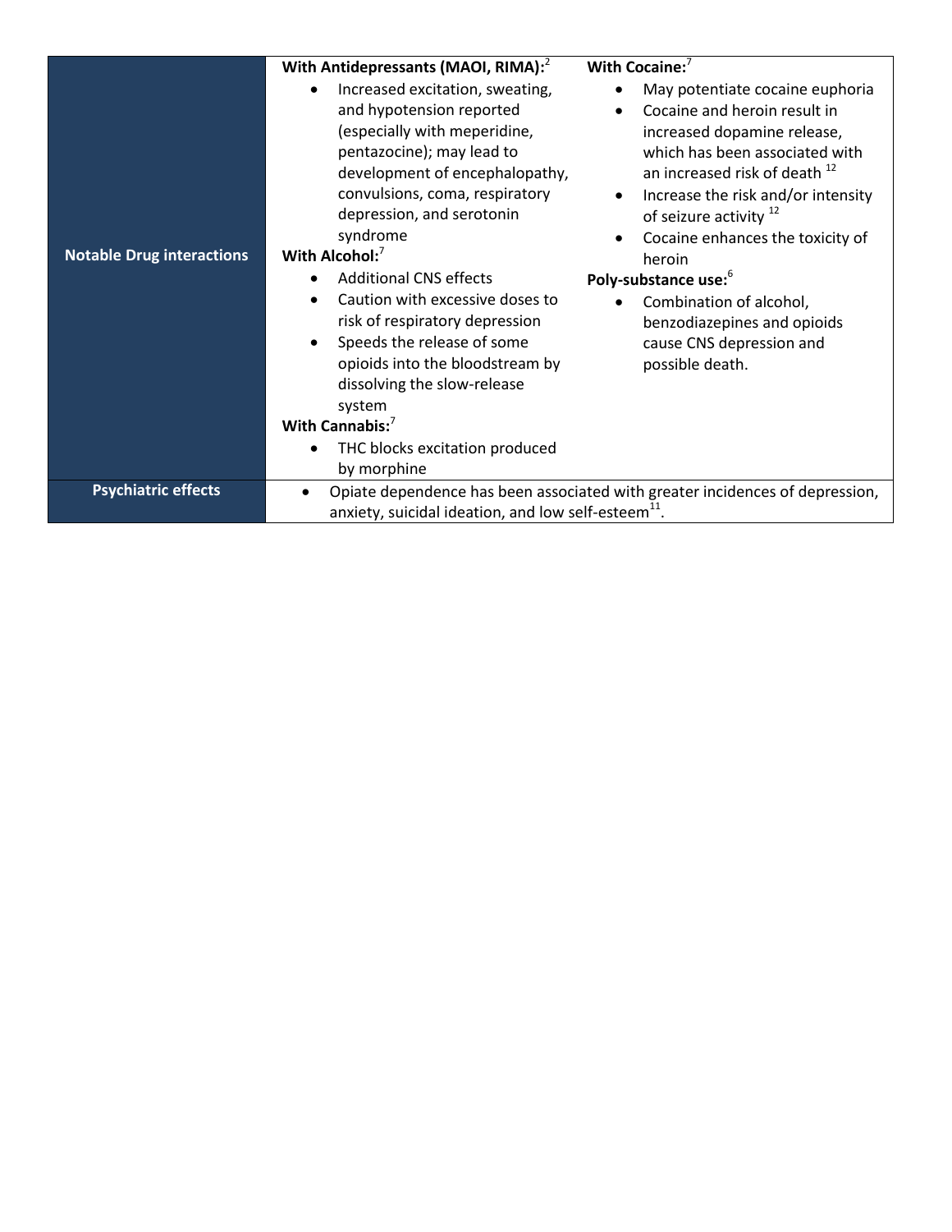| | |
|---|---|
| **Notable Drug interactions** | **With Antidepressants (MAOI, RIMA):**[2]<br>• Increased excitation, sweating, and hypotension reported (especially with meperidine, pentazocine); may lead to development of encephalopathy, convulsions, coma, respiratory depression, and serotonin syndrome<br>**With Alcohol:**[7]<br>• Additional CNS effects<br>• Caution with excessive doses to risk of respiratory depression<br>• Speeds the release of some opioids into the bloodstream by dissolving the slow-release system<br>**With Cannabis:**[7]<br>• THC blocks excitation produced by morphine<br>**With Cocaine:**[7]<br>• May potentiate cocaine euphoria<br>• Cocaine and heroin result in increased dopamine release, which has been associated with an increased risk of death [12]<br>• Increase the risk and/or intensity of seizure activity [12]<br>• Cocaine enhances the toxicity of heroin<br>**Poly-substance use:**[6]<br>• Combination of alcohol, benzodiazepines and opioids cause CNS depression and possible death. |
| **Psychiatric effects** | • Opiate dependence has been associated with greater incidences of depression, anxiety, suicidal ideation, and low self-esteem[11]. |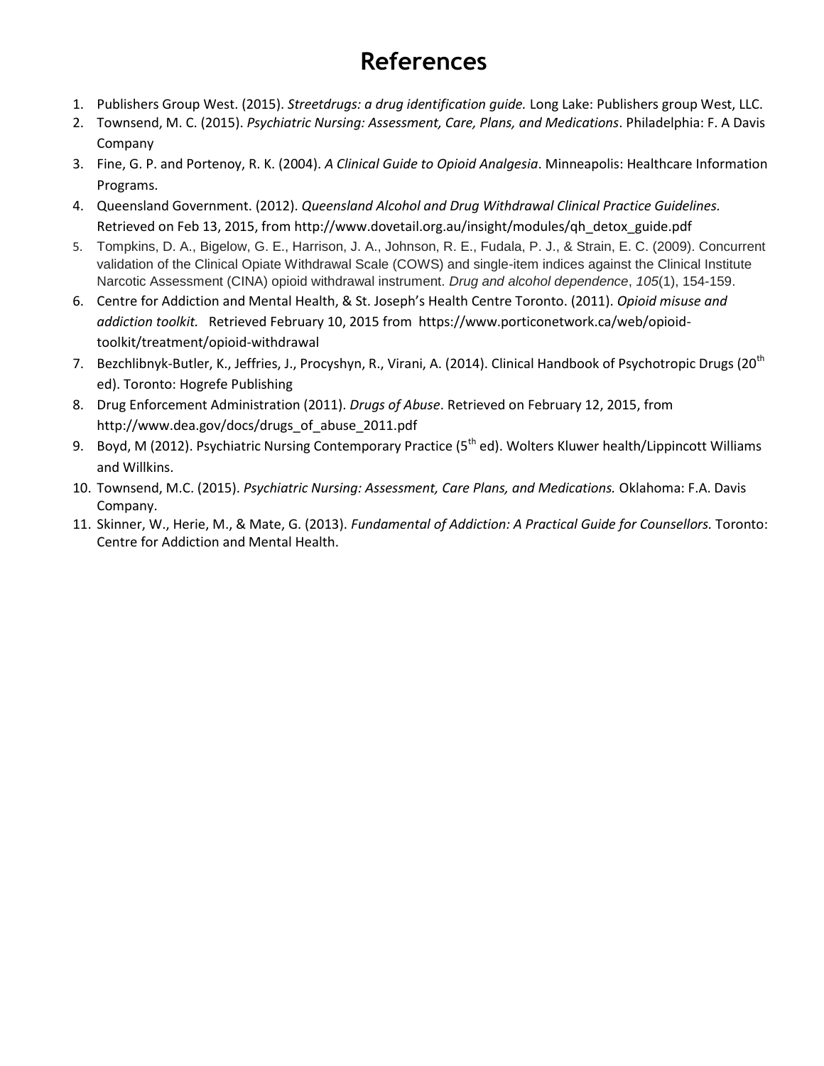# References

1. Publishers Group West. (2015). *Streetdrugs: a drug identification guide.* Long Lake: Publishers group West, LLC.
2. Townsend, M. C. (2015). *Psychiatric Nursing: Assessment, Care, Plans, and Medications*. Philadelphia: F. A Davis Company
3. Fine, G. P. and Portenoy, R. K. (2004). *A Clinical Guide to Opioid Analgesia*. Minneapolis: Healthcare Information Programs.
4. Queensland Government. (2012). *Queensland Alcohol and Drug Withdrawal Clinical Practice Guidelines.* Retrieved on Feb 13, 2015, from http://www.dovetail.org.au/insight/modules/qh_detox_guide.pdf
5. Tompkins, D. A., Bigelow, G. E., Harrison, J. A., Johnson, R. E., Fudala, P. J., & Strain, E. C. (2009). Concurrent validation of the Clinical Opiate Withdrawal Scale (COWS) and single-item indices against the Clinical Institute Narcotic Assessment (CINA) opioid withdrawal instrument. *Drug and alcohol dependence*, *105*(1), 154-159.
6. Centre for Addiction and Mental Health, & St. Joseph's Health Centre Toronto. (2011). *Opioid misuse and addiction toolkit.* Retrieved February 10, 2015 from https://www.porticonetwork.ca/web/opioid-toolkit/treatment/opioid-withdrawal
7. Bezchlibnyk-Butler, K., Jeffries, J., Procyshyn, R., Virani, A. (2014). Clinical Handbook of Psychotropic Drugs (20th ed). Toronto: Hogrefe Publishing
8. Drug Enforcement Administration (2011). *Drugs of Abuse*. Retrieved on February 12, 2015, from http://www.dea.gov/docs/drugs_of_abuse_2011.pdf
9. Boyd, M (2012). Psychiatric Nursing Contemporary Practice (5th ed). Wolters Kluwer health/Lippincott Williams and Willkins.
10. Townsend, M.C. (2015). *Psychiatric Nursing: Assessment, Care Plans, and Medications.* Oklahoma: F.A. Davis Company.
11. Skinner, W., Herie, M., & Mate, G. (2013). *Fundamental of Addiction: A Practical Guide for Counsellors.* Toronto: Centre for Addiction and Mental Health.